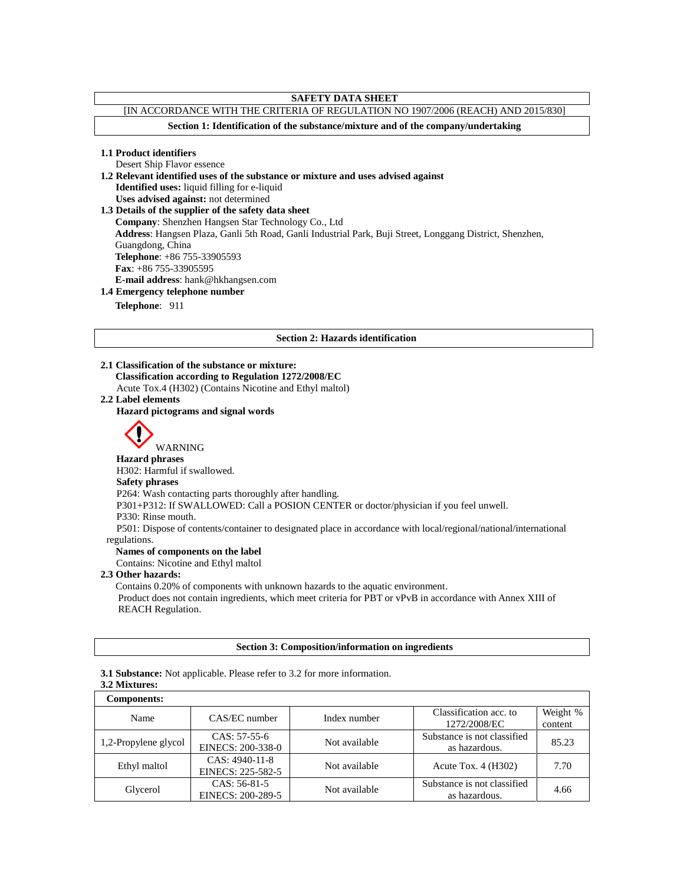# SAFETY DATA SHEET

[IN ACCORDANCE WITH THE CRITERIA OF REGULATION NO 1907/2006 (REACH) AND 2015/830]

## Section 1: Identification of the substance/mixture and of the company/undertaking

**1.1 Product identifiers**

Desert Ship Flavor essence

**1.2 Relevant identified uses of the substance or mixture and uses advised against**

**Identified uses:** liquid filling for e-liquid

**Uses advised against:** not determined

**1.3 Details of the supplier of the safety data sheet**

**Company**: Shenzhen Hangsen Star Technology Co., Ltd

**Address**: Hangsen Plaza, Ganli 5th Road, Ganli Industrial Park, Buji Street, Longgang District, Shenzhen, Guangdong, China

**Telephone**: +86 755-33905593

**Fax**: +86 755-33905595

**E-mail address**: hank@hkhangsen.com

**1.4 Emergency telephone number**

**Telephone**: 911

## Section 2: Hazards identification

**2.1 Classification of the substance or mixture:**

**Classification according to Regulation 1272/2008/EC**

Acute Tox.4 (H302) (Contains Nicotine and Ethyl maltol)

**2.2 Label elements**

**Hazard pictograms and signal words**

WARNING

**Hazard phrases**

H302: Harmful if swallowed.

**Safety phrases**

P264: Wash contacting parts thoroughly after handling.

P301+P312: If SWALLOWED: Call a POSION CENTER or doctor/physician if you feel unwell.

P330: Rinse mouth.

P501: Dispose of contents/container to designated place in accordance with local/regional/national/international regulations.

**Names of components on the label**

Contains: Nicotine and Ethyl maltol

**2.3 Other hazards:**

Contains 0.20% of components with unknown hazards to the aquatic environment.

Product does not contain ingredients, which meet criteria for PBT or vPvB in accordance with Annex XIII of REACH Regulation.

## Section 3: Composition/information on ingredients

**3.1 Substance:** Not applicable. Please refer to 3.2 for more information.

**3.2 Mixtures:**

**Components:**

| Name | CAS/EC number | Index number | Classification acc. to 1272/2008/EC | Weight % content |
|---|---|---|---|---|
| 1,2-Propylene glycol | CAS: 57-55-6 EINECS: 200-338-0 | Not available | Substance is not classified as hazardous. | 85.23 |
| Ethyl maltol | CAS: 4940-11-8 EINECS: 225-582-5 | Not available | Acute Tox. 4 (H302) | 7.70 |
| Glycerol | CAS: 56-81-5 EINECS: 200-289-5 | Not available | Substance is not classified as hazardous. | 4.66 |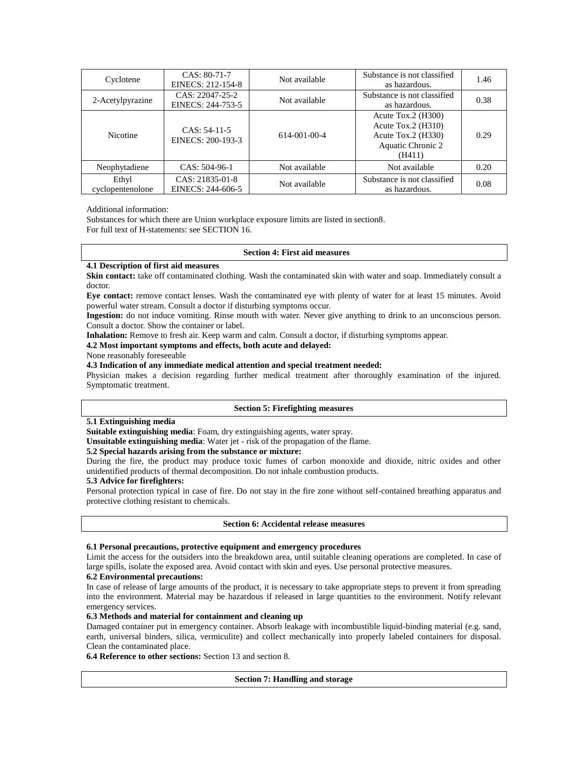| Cyclotene | CAS: 80-71-7<br>EINECS: 212-154-8 | Not available | Substance is not classified as hazardous. | 1.46 |
|---|---|---|---|---|
| 2-Acetylpyrazine | CAS: 22047-25-2<br>EINECS: 244-753-5 | Not available | Substance is not classified as hazardous. | 0.38 |
| Nicotine | CAS: 54-11-5<br>EINECS: 200-193-3 | 614-001-00-4 | Acute Tox.2 (H300)<br>Acute Tox.2 (H310)<br>Acute Tox.2 (H330)<br>Aquatic Chronic 2 (H411) | 0.29 |
| Neophytadiene | CAS: 504-96-1 | Not available | Not available | 0.20 |
| Ethyl cyclopentenolone | CAS: 21835-01-8<br>EINECS: 244-606-5 | Not available | Substance is not classified as hazardous. | 0.08 |

Additional information:
Substances for which there are Union workplace exposure limits are listed in section8.
For full text of H-statements: see SECTION 16.

## Section 4: First aid measures

**4.1 Description of first aid measures**

**Skin contact:** take off contaminated clothing. Wash the contaminated skin with water and soap. Immediately consult a doctor.

**Eye contact:** remove contact lenses. Wash the contaminated eye with plenty of water for at least 15 minutes. Avoid powerful water stream. Consult a doctor if disturbing symptoms occur.

**Ingestion:** do not induce vomiting. Rinse mouth with water. Never give anything to drink to an unconscious person. Consult a doctor. Show the container or label.

**Inhalation:** Remove to fresh air. Keep warm and calm. Consult a doctor, if disturbing symptoms appear.

**4.2 Most important symptoms and effects, both acute and delayed:**

None reasonably foreseeable

**4.3 Indication of any immediate medical attention and special treatment needed:**

Physician makes a decision regarding further medical treatment after thoroughly examination of the injured. Symptomatic treatment.

## Section 5: Firefighting measures

**5.1 Extinguishing media**

**Suitable extinguishing media**: Foam, dry extinguishing agents, water spray.

**Unsuitable extinguishing media**: Water jet - risk of the propagation of the flame.

**5.2 Special hazards arising from the substance or mixture:**

During the fire, the product may produce toxic fumes of carbon monoxide and dioxide, nitric oxides and other unidentified products of thermal decomposition. Do not inhale combustion products.

**5.3 Advice for firefighters:**

Personal protection typical in case of fire. Do not stay in the fire zone without self-contained breathing apparatus and protective clothing resistant to chemicals.

## Section 6: Accidental release measures

**6.1 Personal precautions, protective equipment and emergency procedures**

Limit the access for the outsiders into the breakdown area, until suitable cleaning operations are completed. In case of large spills, isolate the exposed area. Avoid contact with skin and eyes. Use personal protective measures.

**6.2 Environmental precautions:**

In case of release of large amounts of the product, it is necessary to take appropriate steps to prevent it from spreading into the environment. Material may be hazardous if released in large quantities to the environment. Notify relevant emergency services.

**6.3 Methods and material for containment and cleaning up**

Damaged container put in emergency container. Absorb leakage with incombustible liquid-binding material (e.g. sand, earth, universal binders, silica, vermiculite) and collect mechanically into properly labeled containers for disposal. Clean the contaminated place.

**6.4 Reference to other sections:** Section 13 and section 8.

## Section 7: Handling and storage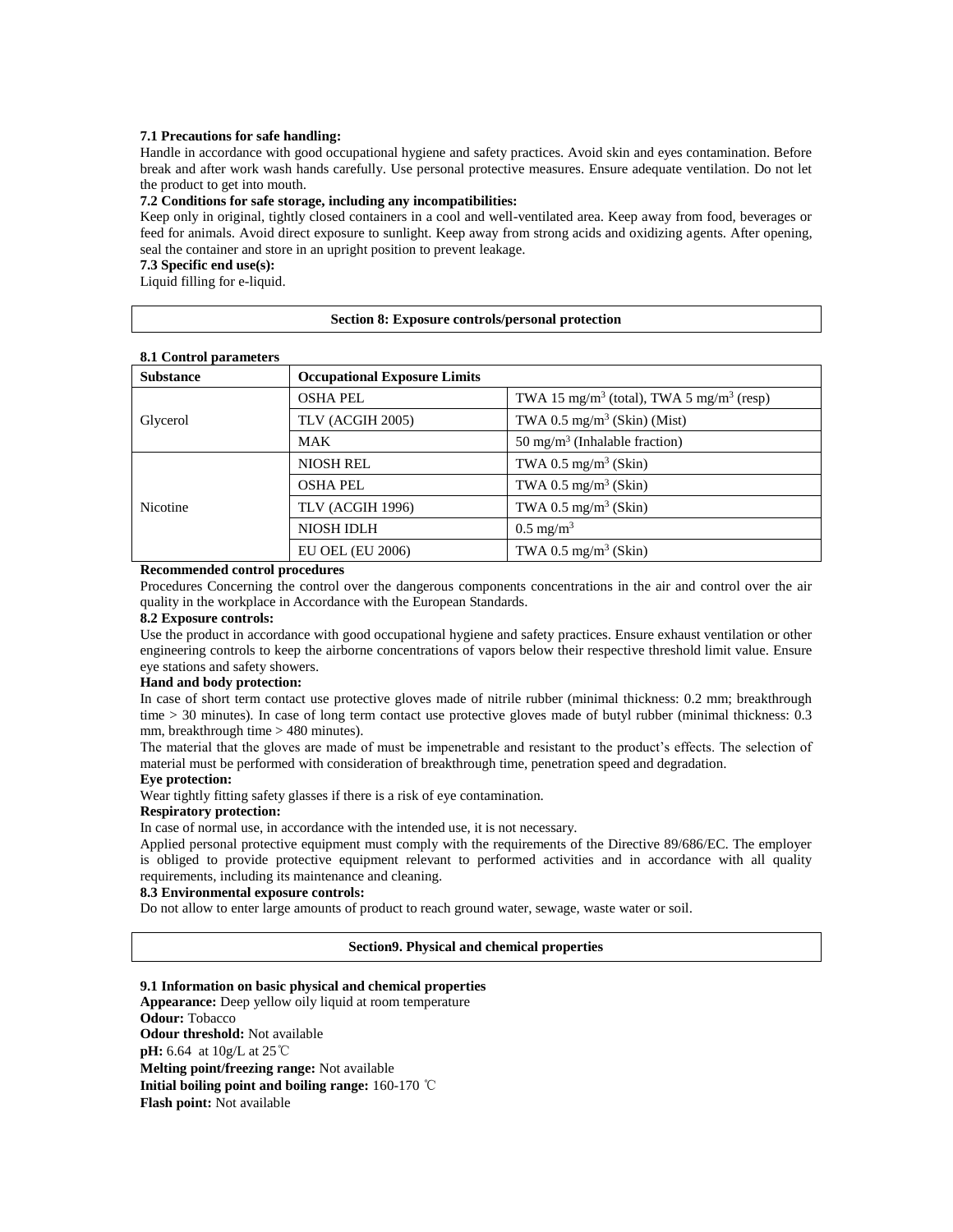**7.1 Precautions for safe handling:**

Handle in accordance with good occupational hygiene and safety practices. Avoid skin and eyes contamination. Before break and after work wash hands carefully. Use personal protective measures. Ensure adequate ventilation. Do not let the product to get into mouth.

**7.2 Conditions for safe storage, including any incompatibilities:**

Keep only in original, tightly closed containers in a cool and well-ventilated area. Keep away from food, beverages or feed for animals. Avoid direct exposure to sunlight. Keep away from strong acids and oxidizing agents. After opening, seal the container and store in an upright position to prevent leakage.

**7.3 Specific end use(s):**

Liquid filling for e-liquid.

## Section 8: Exposure controls/personal protection

**8.1 Control parameters**

| Substance | Occupational Exposure Limits | |
|---|---|---|
| Glycerol | OSHA PEL | TWA 15 $mg/m^3$ (total), TWA 5 $mg/m^3$ (resp) |
| | TLV (ACGIH 2005) | TWA 0.5 $mg/m^3$ (Skin) (Mist) |
| | MAK | 50 $mg/m^3$ (Inhalable fraction) |
| Nicotine | NIOSH REL | TWA 0.5 $mg/m^3$ (Skin) |
| | OSHA PEL | TWA 0.5 $mg/m^3$ (Skin) |
| | TLV (ACGIH 1996) | TWA 0.5 $mg/m^3$ (Skin) |
| | NIOSH IDLH | 0.5 $mg/m^3$ |
| | EU OEL (EU 2006) | TWA 0.5 $mg/m^3$ (Skin) |

**Recommended control procedures**

Procedures Concerning the control over the dangerous components concentrations in the air and control over the air quality in the workplace in Accordance with the European Standards.

**8.2 Exposure controls:**

Use the product in accordance with good occupational hygiene and safety practices. Ensure exhaust ventilation or other engineering controls to keep the airborne concentrations of vapors below their respective threshold limit value. Ensure eye stations and safety showers.

**Hand and body protection:**

In case of short term contact use protective gloves made of nitrile rubber (minimal thickness: 0.2 mm; breakthrough time > 30 minutes). In case of long term contact use protective gloves made of butyl rubber (minimal thickness: 0.3 mm, breakthrough time > 480 minutes).

The material that the gloves are made of must be impenetrable and resistant to the product's effects. The selection of material must be performed with consideration of breakthrough time, penetration speed and degradation.

**Eye protection:**

Wear tightly fitting safety glasses if there is a risk of eye contamination.

**Respiratory protection:**

In case of normal use, in accordance with the intended use, it is not necessary.

Applied personal protective equipment must comply with the requirements of the Directive 89/686/EC. The employer is obliged to provide protective equipment relevant to performed activities and in accordance with all quality requirements, including its maintenance and cleaning.

**8.3 Environmental exposure controls:**

Do not allow to enter large amounts of product to reach ground water, sewage, waste water or soil.

## Section9. Physical and chemical properties

**9.1 Information on basic physical and chemical properties**

**Appearance:** Deep yellow oily liquid at room temperature

**Odour:** Tobacco

**Odour threshold:** Not available

**pH:** 6.64 at 10g/L at 25℃

**Melting point/freezing range:** Not available

**Initial boiling point and boiling range:** 160-170 ℃

**Flash point:** Not available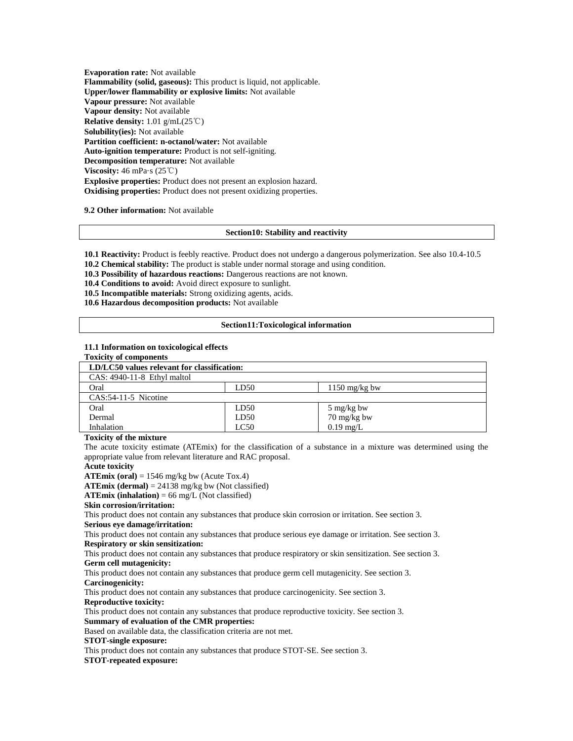**Evaporation rate:** Not available
**Flammability (solid, gaseous):** This product is liquid, not applicable.
**Upper/lower flammability or explosive limits:** Not available
**Vapour pressure:** Not available
**Vapour density:** Not available
**Relative density:** 1.01 g/mL(25℃)
**Solubility(ies):** Not available
**Partition coefficient: n-octanol/water:** Not available
**Auto-ignition temperature:** Product is not self-igniting.
**Decomposition temperature:** Not available
**Viscosity:** 46 mPa·s (25℃)
**Explosive properties:** Product does not present an explosion hazard.
**Oxidising properties:** Product does not present oxidizing properties.

**9.2 Other information:** Not available

## Section10: Stability and reactivity

**10.1 Reactivity:** Product is feebly reactive. Product does not undergo a dangerous polymerization. See also 10.4-10.5
**10.2 Chemical stability:** The product is stable under normal storage and using condition.
**10.3 Possibility of hazardous reactions:** Dangerous reactions are not known.
**10.4 Conditions to avoid:** Avoid direct exposure to sunlight.
**10.5 Incompatible materials:** Strong oxidizing agents, acids.
**10.6 Hazardous decomposition products:** Not available

## Section11:Toxicological information

**11.1 Information on toxicological effects**
**Toxicity of components**

| **LD/LC50 values relevant for classification:** | | |
|---|---|---|
| CAS: 4940-11-8 Ethyl maltol | | |
| Oral | LD50 | 1150 mg/kg bw |
| CAS:54-11-5 Nicotine | | |
| Oral | LD50 | 5 mg/kg bw |
| Dermal | LD50 | 70 mg/kg bw |
| Inhalation | LC50 | 0.19 mg/L |

**Toxicity of the mixture**
The acute toxicity estimate (ATEmix) for the classification of a substance in a mixture was determined using the appropriate value from relevant literature and RAC proposal.
**Acute toxicity**
**ATEmix (oral)** = 1546 mg/kg bw (Acute Tox.4)
**ATEmix (dermal)** = 24138 mg/kg bw (Not classified)
**ATEmix (inhalation)** = 66 mg/L (Not classified)
**Skin corrosion/irritation:**
This product does not contain any substances that produce skin corrosion or irritation. See section 3.
**Serious eye damage/irritation:**
This product does not contain any substances that produce serious eye damage or irritation. See section 3.
**Respiratory or skin sensitization:**
This product does not contain any substances that produce respiratory or skin sensitization. See section 3.
**Germ cell mutagenicity:**
This product does not contain any substances that produce germ cell mutagenicity. See section 3.
**Carcinogenicity:**
This product does not contain any substances that produce carcinogenicity. See section 3.
**Reproductive toxicity:**
This product does not contain any substances that produce reproductive toxicity. See section 3.
**Summary of evaluation of the CMR properties:**
Based on available data, the classification criteria are not met.
**STOT-single exposure:**
This product does not contain any substances that produce STOT-SE. See section 3.
**STOT-repeated exposure:**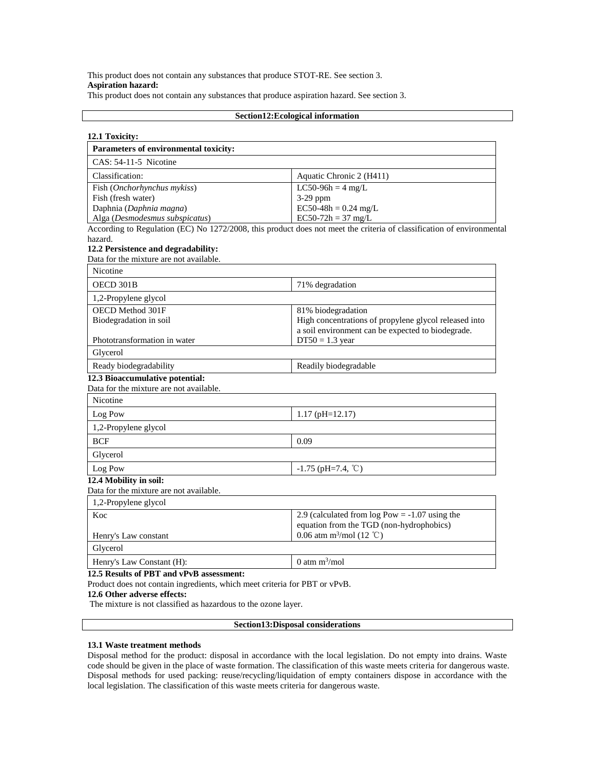This product does not contain any substances that produce STOT-RE. See section 3.

**Aspiration hazard:**

This product does not contain any substances that produce aspiration hazard. See section 3.

## Section12:Ecological information

**12.1 Toxicity:**

| **Parameters of environmental toxicity:** | |
|---|---|
| CAS: 54-11-5 Nicotine | |
| Classification: | Aquatic Chronic 2 (H411) |
| Fish (*Onchorhynchus mykiss*)<br>Fish (fresh water)<br>Daphnia (*Daphnia magna*)<br>Alga (*Desmodesmus subspicatus*) | LC50-96h = 4 mg/L<br>3-29 ppm<br>EC50-48h = 0.24 mg/L<br>EC50-72h = 37 mg/L |

According to Regulation (EC) No 1272/2008, this product does not meet the criteria of classification of environmental hazard.

**12.2 Persistence and degradability:**

Data for the mixture are not available.

| Nicotine | |
|---|---|
| OECD 301B | 71% degradation |
| 1,2-Propylene glycol | |
| OECD Method 301F<br>Biodegradation in soil<br><br>Phototransformation in water | 81% biodegradation<br>High concentrations of propylene glycol released into a soil environment can be expected to biodegrade.<br>DT50 = 1.3 year |
| Glycerol | |
| Ready biodegradability | Readily biodegradable |

**12.3 Bioaccumulative potential:**

Data for the mixture are not available.

| Nicotine | |
|---|---|
| Log Pow | 1.17 (pH=12.17) |
| 1,2-Propylene glycol | |
| BCF | 0.09 |
| Glycerol | |
| Log Pow | -1.75 (pH=7.4, ℃) |

**12.4 Mobility in soil:**

Data for the mixture are not available.

| 1,2-Propylene glycol | |
|---|---|
| Koc<br><br>Henry's Law constant | 2.9 (calculated from log Pow = -1.07 using the equation from the TGD (non-hydrophobics)<br>0.06 atm $m^3$/mol (12 ℃) |
| Glycerol | |
| Henry's Law Constant (H): | 0 atm $m^3$/mol |

**12.5 Results of PBT and vPvB assessment:**

Product does not contain ingredients, which meet criteria for PBT or vPvB.

**12.6 Other adverse effects:**

The mixture is not classified as hazardous to the ozone layer.

## Section13:Disposal considerations

**13.1 Waste treatment methods**

Disposal method for the product: disposal in accordance with the local legislation. Do not empty into drains. Waste code should be given in the place of waste formation. The classification of this waste meets criteria for dangerous waste. Disposal methods for used packing: reuse/recycling/liquidation of empty containers dispose in accordance with the local legislation. The classification of this waste meets criteria for dangerous waste.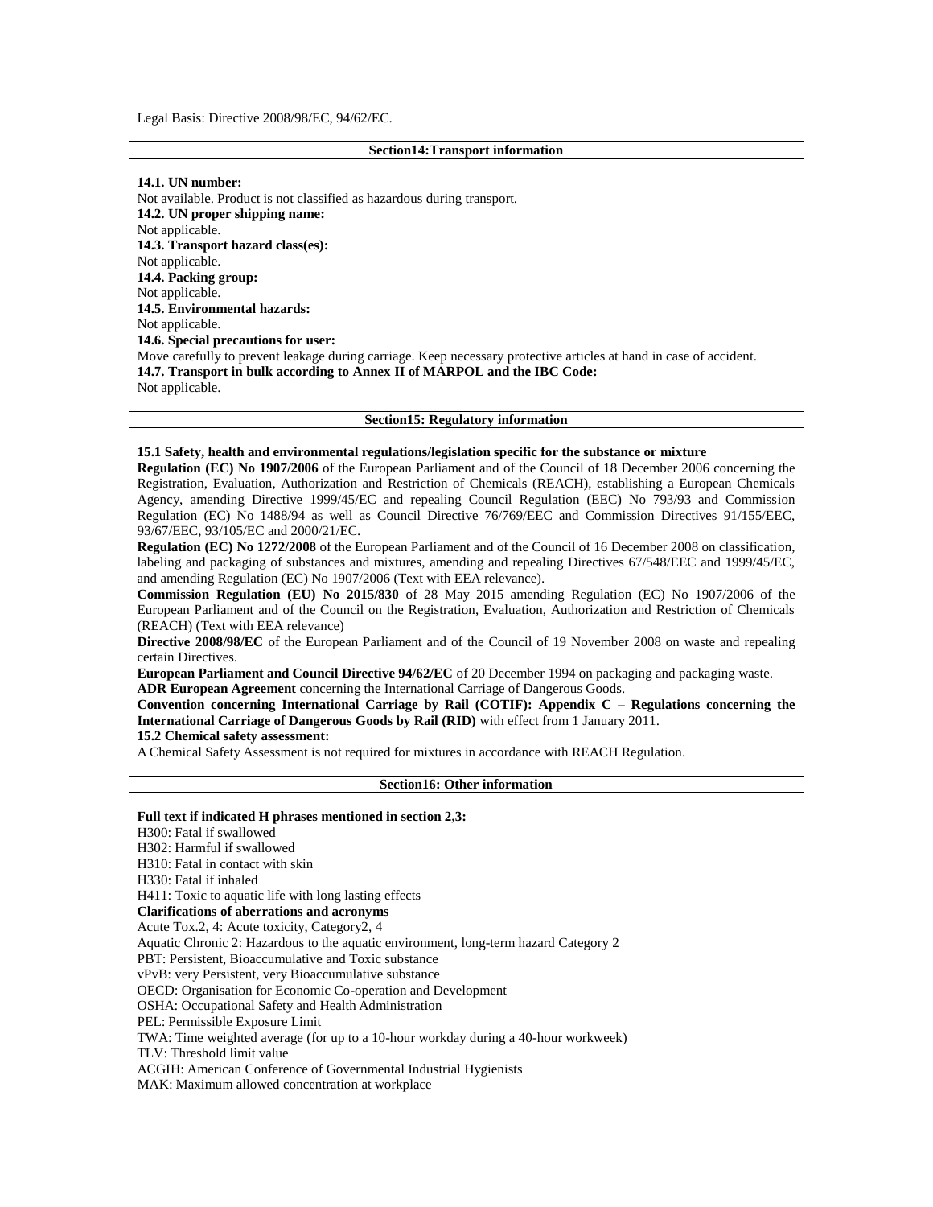Legal Basis: Directive 2008/98/EC, 94/62/EC.

## Section14:Transport information

**14.1. UN number:**
Not available. Product is not classified as hazardous during transport.
**14.2. UN proper shipping name:**
Not applicable.
**14.3. Transport hazard class(es):**
Not applicable.
**14.4. Packing group:**
Not applicable.
**14.5. Environmental hazards:**
Not applicable.
**14.6. Special precautions for user:**
Move carefully to prevent leakage during carriage. Keep necessary protective articles at hand in case of accident.
**14.7. Transport in bulk according to Annex II of MARPOL and the IBC Code:**
Not applicable.

## Section15: Regulatory information

**15.1 Safety, health and environmental regulations/legislation specific for the substance or mixture**
**Regulation (EC) No 1907/2006** of the European Parliament and of the Council of 18 December 2006 concerning the Registration, Evaluation, Authorization and Restriction of Chemicals (REACH), establishing a European Chemicals Agency, amending Directive 1999/45/EC and repealing Council Regulation (EEC) No 793/93 and Commission Regulation (EC) No 1488/94 as well as Council Directive 76/769/EEC and Commission Directives 91/155/EEC, 93/67/EEC, 93/105/EC and 2000/21/EC.
**Regulation (EC) No 1272/2008** of the European Parliament and of the Council of 16 December 2008 on classification, labeling and packaging of substances and mixtures, amending and repealing Directives 67/548/EEC and 1999/45/EC, and amending Regulation (EC) No 1907/2006 (Text with EEA relevance).
**Commission Regulation (EU) No 2015/830** of 28 May 2015 amending Regulation (EC) No 1907/2006 of the European Parliament and of the Council on the Registration, Evaluation, Authorization and Restriction of Chemicals (REACH) (Text with EEA relevance)
**Directive 2008/98/EC** of the European Parliament and of the Council of 19 November 2008 on waste and repealing certain Directives.
**European Parliament and Council Directive 94/62/EC** of 20 December 1994 on packaging and packaging waste.
**ADR European Agreement** concerning the International Carriage of Dangerous Goods.
**Convention concerning International Carriage by Rail (COTIF): Appendix C – Regulations concerning the International Carriage of Dangerous Goods by Rail (RID)** with effect from 1 January 2011.
**15.2 Chemical safety assessment:**
A Chemical Safety Assessment is not required for mixtures in accordance with REACH Regulation.

## Section16: Other information

**Full text if indicated H phrases mentioned in section 2,3:**
H300: Fatal if swallowed
H302: Harmful if swallowed
H310: Fatal in contact with skin
H330: Fatal if inhaled
H411: Toxic to aquatic life with long lasting effects
**Clarifications of aberrations and acronyms**
Acute Tox.2, 4: Acute toxicity, Category2, 4
Aquatic Chronic 2: Hazardous to the aquatic environment, long-term hazard Category 2
PBT: Persistent, Bioaccumulative and Toxic substance
vPvB: very Persistent, very Bioaccumulative substance
OECD: Organisation for Economic Co-operation and Development
OSHA: Occupational Safety and Health Administration
PEL: Permissible Exposure Limit
TWA: Time weighted average (for up to a 10-hour workday during a 40-hour workweek)
TLV: Threshold limit value
ACGIH: American Conference of Governmental Industrial Hygienists
MAK: Maximum allowed concentration at workplace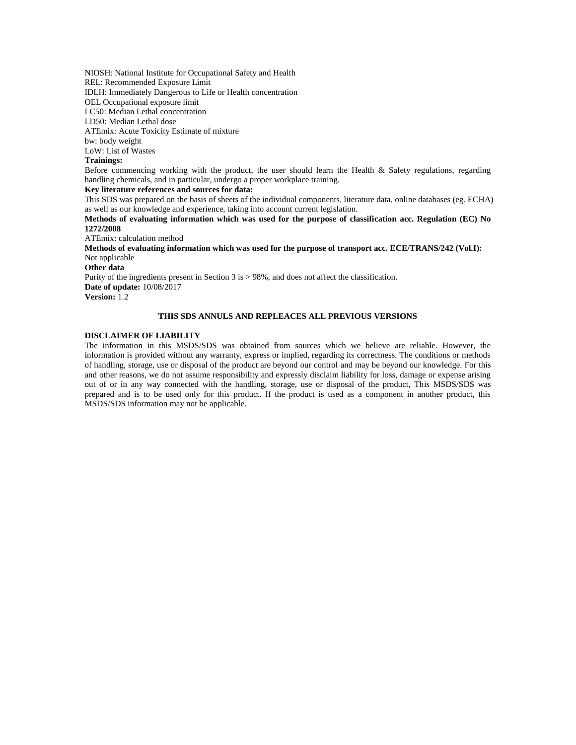NIOSH: National Institute for Occupational Safety and Health
REL: Recommended Exposure Limit
IDLH: Immediately Dangerous to Life or Health concentration
OEL Occupational exposure limit
LC50: Median Lethal concentration
LD50: Median Lethal dose
ATEmix: Acute Toxicity Estimate of mixture
bw: body weight
LoW: List of Wastes

**Trainings:**

Before commencing working with the product, the user should learn the Health & Safety regulations, regarding handling chemicals, and in particular, undergo a proper workplace training.

**Key literature references and sources for data:**

This SDS was prepared on the basis of sheets of the individual components, literature data, online databases (eg. ECHA) as well as our knowledge and experience, taking into account current legislation.

**Methods of evaluating information which was used for the purpose of classification acc. Regulation (EC) No 1272/2008**

ATEmix: calculation method

**Methods of evaluating information which was used for the purpose of transport acc. ECE/TRANS/242 (Vol.I):**

Not applicable

**Other data**

Purity of the ingredients present in Section 3 is > 98%, and does not affect the classification.

**Date of update:** 10/08/2017

**Version:** 1.2

**THIS SDS ANNULS AND REPLEACES ALL PREVIOUS VERSIONS**

**DISCLAIMER OF LIABILITY**

The information in this MSDS/SDS was obtained from sources which we believe are reliable. However, the information is provided without any warranty, express or implied, regarding its correctness. The conditions or methods of handling, storage, use or disposal of the product are beyond our control and may be beyond our knowledge. For this and other reasons, we do not assume responsibility and expressly disclaim liability for loss, damage or expense arising out of or in any way connected with the handling, storage, use or disposal of the product, This MSDS/SDS was prepared and is to be used only for this product. If the product is used as a component in another product, this MSDS/SDS information may not be applicable.